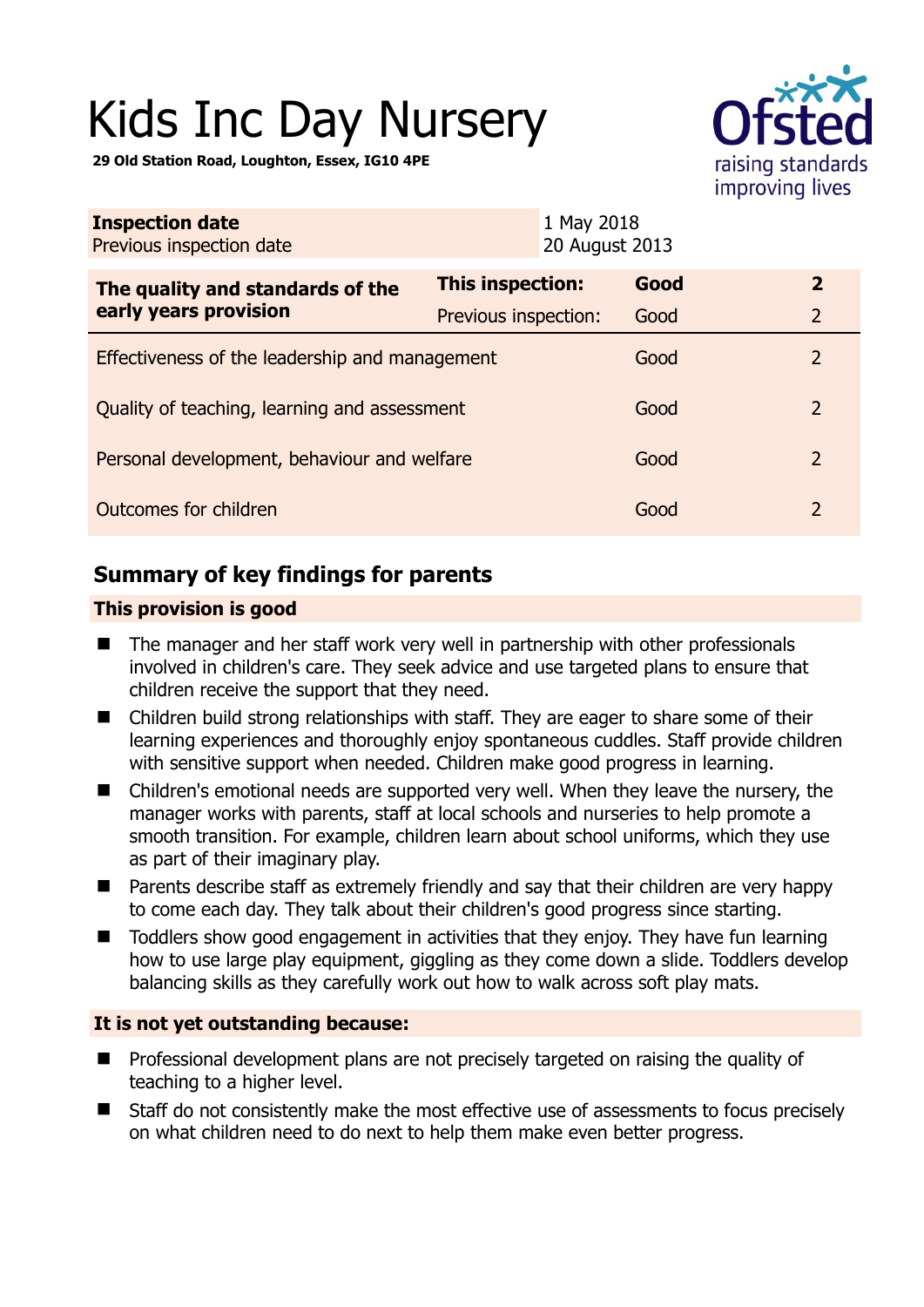# Kids Inc Day Nursery

**29 Old Station Road, Loughton, Essex, IG10 4PE**

Ofsted
raising standards
improving lives

| **Inspection date** | 1 May 2018 |
|---|---|
| Previous inspection date | 20 August 2013 |

| **The quality and standards of the early years provision** | **This inspection:** | **Good** | **2** |
|---|---|---|---|
| | Previous inspection: | Good | 2 |
| Effectiveness of the leadership and management | | Good | 2 |
| Quality of teaching, learning and assessment | | Good | 2 |
| Personal development, behaviour and welfare | | Good | 2 |
| Outcomes for children | | Good | 2 |

## Summary of key findings for parents

**This provision is good**

- The manager and her staff work very well in partnership with other professionals involved in children's care. They seek advice and use targeted plans to ensure that children receive the support that they need.
- Children build strong relationships with staff. They are eager to share some of their learning experiences and thoroughly enjoy spontaneous cuddles. Staff provide children with sensitive support when needed. Children make good progress in learning.
- Children's emotional needs are supported very well. When they leave the nursery, the manager works with parents, staff at local schools and nurseries to help promote a smooth transition. For example, children learn about school uniforms, which they use as part of their imaginary play.
- Parents describe staff as extremely friendly and say that their children are very happy to come each day. They talk about their children's good progress since starting.
- Toddlers show good engagement in activities that they enjoy. They have fun learning how to use large play equipment, giggling as they come down a slide. Toddlers develop balancing skills as they carefully work out how to walk across soft play mats.

**It is not yet outstanding because:**

- Professional development plans are not precisely targeted on raising the quality of teaching to a higher level.
- Staff do not consistently make the most effective use of assessments to focus precisely on what children need to do next to help them make even better progress.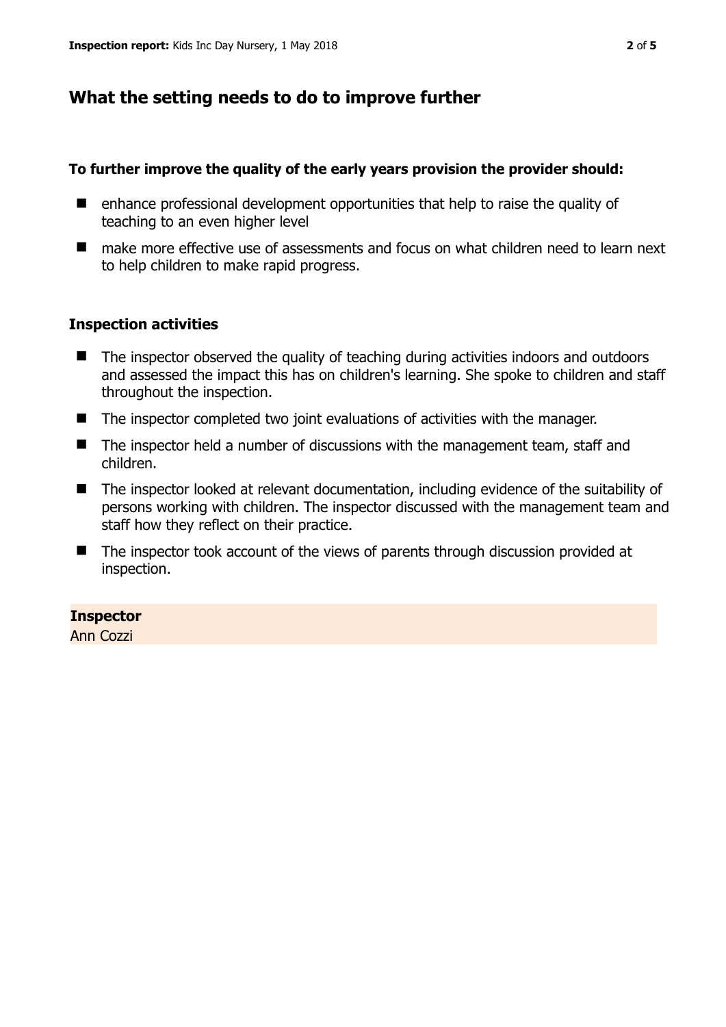## What the setting needs to do to improve further

**To further improve the quality of the early years provision the provider should:**

- enhance professional development opportunities that help to raise the quality of teaching to an even higher level
- make more effective use of assessments and focus on what children need to learn next to help children to make rapid progress.

### Inspection activities

- The inspector observed the quality of teaching during activities indoors and outdoors and assessed the impact this has on children's learning. She spoke to children and staff throughout the inspection.
- The inspector completed two joint evaluations of activities with the manager.
- The inspector held a number of discussions with the management team, staff and children.
- The inspector looked at relevant documentation, including evidence of the suitability of persons working with children. The inspector discussed with the management team and staff how they reflect on their practice.
- The inspector took account of the views of parents through discussion provided at inspection.

**Inspector**
Ann Cozzi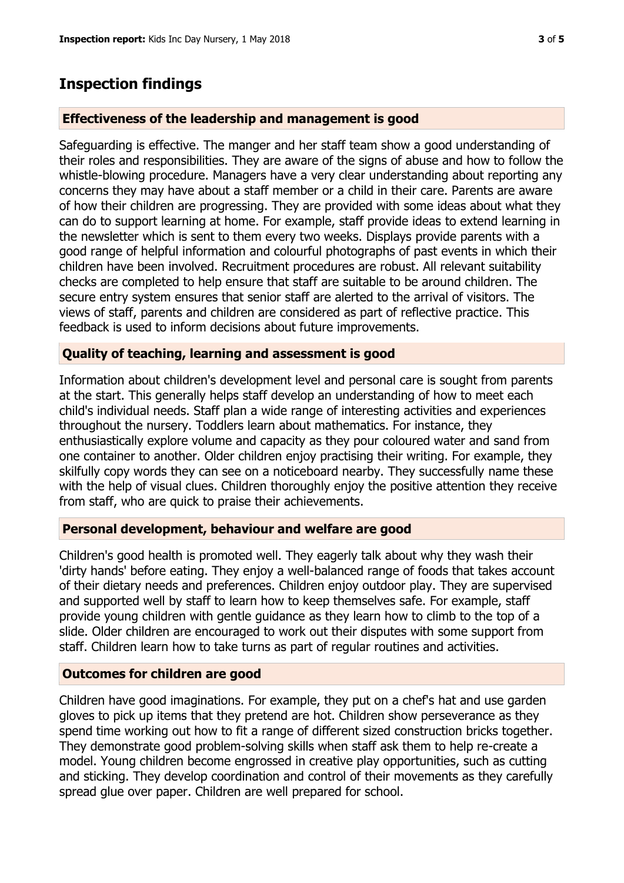## Inspection findings

### Effectiveness of the leadership and management is good

Safeguarding is effective. The manger and her staff team show a good understanding of their roles and responsibilities. They are aware of the signs of abuse and how to follow the whistle-blowing procedure. Managers have a very clear understanding about reporting any concerns they may have about a staff member or a child in their care. Parents are aware of how their children are progressing. They are provided with some ideas about what they can do to support learning at home. For example, staff provide ideas to extend learning in the newsletter which is sent to them every two weeks. Displays provide parents with a good range of helpful information and colourful photographs of past events in which their children have been involved. Recruitment procedures are robust. All relevant suitability checks are completed to help ensure that staff are suitable to be around children. The secure entry system ensures that senior staff are alerted to the arrival of visitors. The views of staff, parents and children are considered as part of reflective practice. This feedback is used to inform decisions about future improvements.

### Quality of teaching, learning and assessment is good

Information about children's development level and personal care is sought from parents at the start. This generally helps staff develop an understanding of how to meet each child's individual needs. Staff plan a wide range of interesting activities and experiences throughout the nursery. Toddlers learn about mathematics. For instance, they enthusiastically explore volume and capacity as they pour coloured water and sand from one container to another. Older children enjoy practising their writing. For example, they skilfully copy words they can see on a noticeboard nearby. They successfully name these with the help of visual clues. Children thoroughly enjoy the positive attention they receive from staff, who are quick to praise their achievements.

### Personal development, behaviour and welfare are good

Children's good health is promoted well. They eagerly talk about why they wash their 'dirty hands' before eating. They enjoy a well-balanced range of foods that takes account of their dietary needs and preferences. Children enjoy outdoor play. They are supervised and supported well by staff to learn how to keep themselves safe. For example, staff provide young children with gentle guidance as they learn how to climb to the top of a slide. Older children are encouraged to work out their disputes with some support from staff. Children learn how to take turns as part of regular routines and activities.

### Outcomes for children are good

Children have good imaginations. For example, they put on a chef's hat and use garden gloves to pick up items that they pretend are hot. Children show perseverance as they spend time working out how to fit a range of different sized construction bricks together. They demonstrate good problem-solving skills when staff ask them to help re-create a model. Young children become engrossed in creative play opportunities, such as cutting and sticking. They develop coordination and control of their movements as they carefully spread glue over paper. Children are well prepared for school.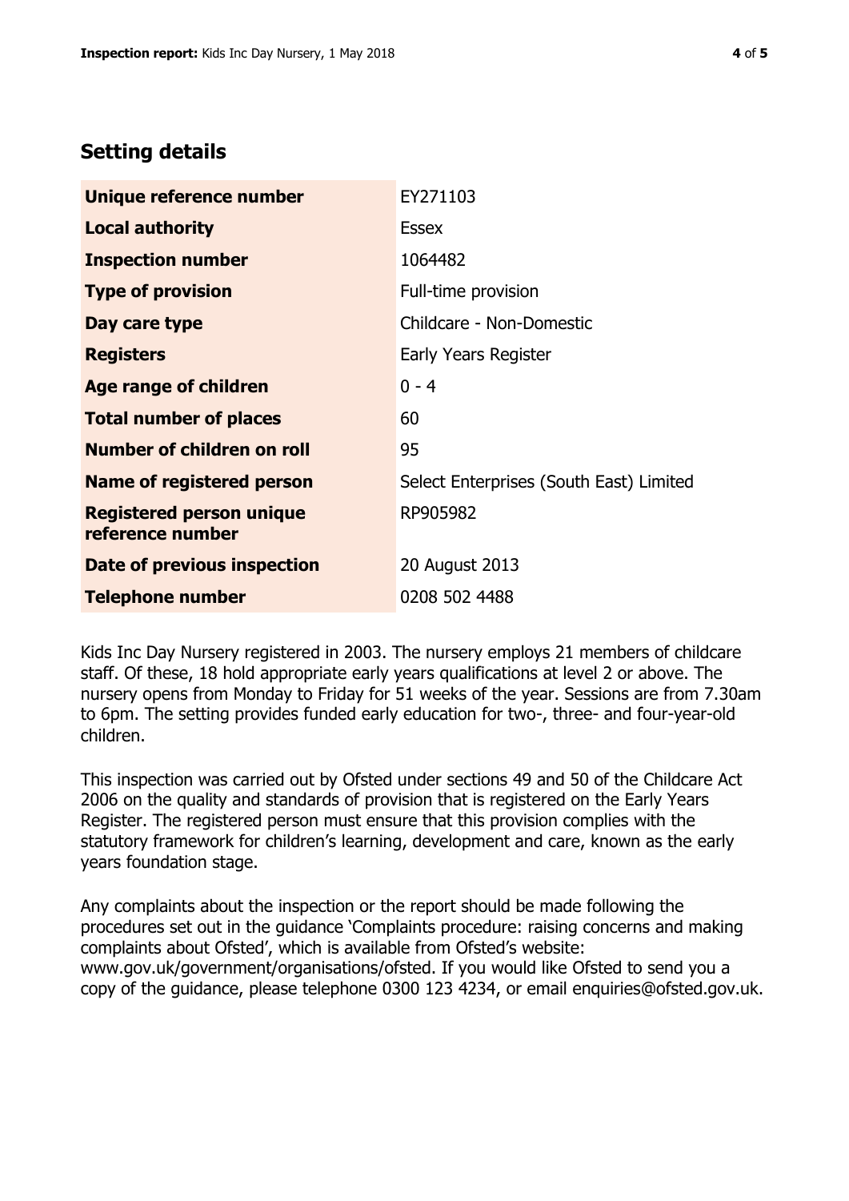## Setting details

| | |
|---|---|
| **Unique reference number** | EY271103 |
| **Local authority** | Essex |
| **Inspection number** | 1064482 |
| **Type of provision** | Full-time provision |
| **Day care type** | Childcare - Non-Domestic |
| **Registers** | Early Years Register |
| **Age range of children** | 0 - 4 |
| **Total number of places** | 60 |
| **Number of children on roll** | 95 |
| **Name of registered person** | Select Enterprises (South East) Limited |
| **Registered person unique reference number** | RP905982 |
| **Date of previous inspection** | 20 August 2013 |
| **Telephone number** | 0208 502 4488 |

Kids Inc Day Nursery registered in 2003. The nursery employs 21 members of childcare staff. Of these, 18 hold appropriate early years qualifications at level 2 or above. The nursery opens from Monday to Friday for 51 weeks of the year. Sessions are from 7.30am to 6pm. The setting provides funded early education for two-, three- and four-year-old children.

This inspection was carried out by Ofsted under sections 49 and 50 of the Childcare Act 2006 on the quality and standards of provision that is registered on the Early Years Register. The registered person must ensure that this provision complies with the statutory framework for children's learning, development and care, known as the early years foundation stage.

Any complaints about the inspection or the report should be made following the procedures set out in the guidance 'Complaints procedure: raising concerns and making complaints about Ofsted', which is available from Ofsted's website: www.gov.uk/government/organisations/ofsted. If you would like Ofsted to send you a copy of the guidance, please telephone 0300 123 4234, or email enquiries@ofsted.gov.uk.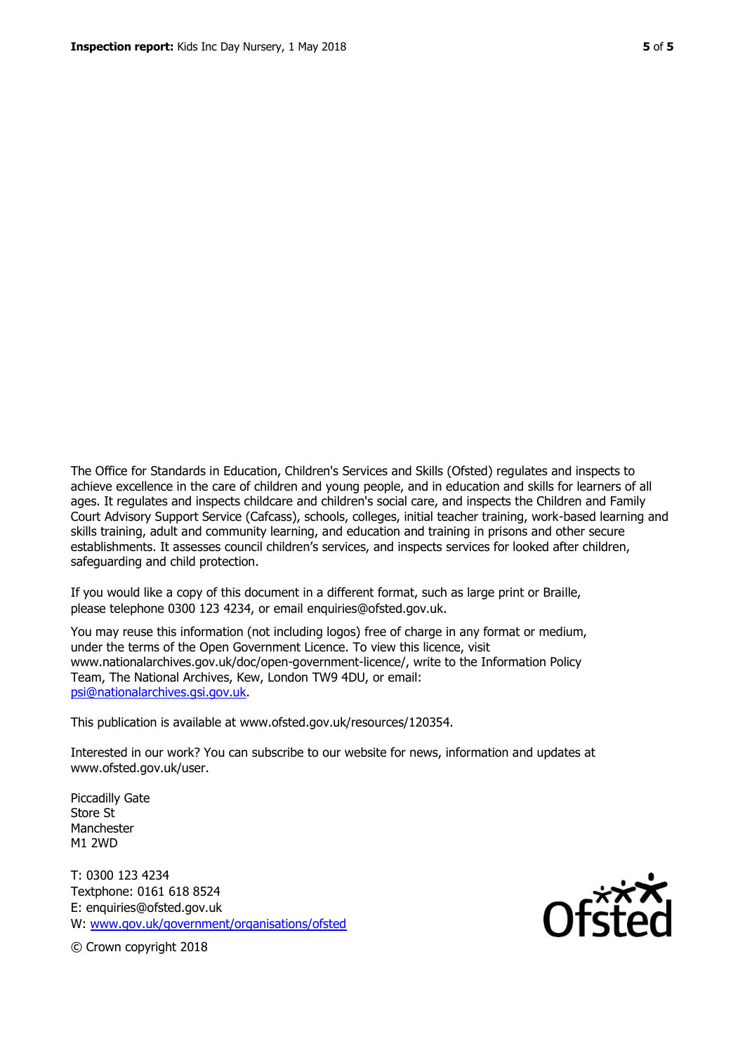The Office for Standards in Education, Children's Services and Skills (Ofsted) regulates and inspects to achieve excellence in the care of children and young people, and in education and skills for learners of all ages. It regulates and inspects childcare and children's social care, and inspects the Children and Family Court Advisory Support Service (Cafcass), schools, colleges, initial teacher training, work-based learning and skills training, adult and community learning, and education and training in prisons and other secure establishments. It assesses council children's services, and inspects services for looked after children, safeguarding and child protection.

If you would like a copy of this document in a different format, such as large print or Braille, please telephone 0300 123 4234, or email enquiries@ofsted.gov.uk.

You may reuse this information (not including logos) free of charge in any format or medium, under the terms of the Open Government Licence. To view this licence, visit www.nationalarchives.gov.uk/doc/open-government-licence/, write to the Information Policy Team, The National Archives, Kew, London TW9 4DU, or email: psi@nationalarchives.gsi.gov.uk.

This publication is available at www.ofsted.gov.uk/resources/120354.

Interested in our work? You can subscribe to our website for news, information and updates at www.ofsted.gov.uk/user.

Piccadilly Gate
Store St
Manchester
M1 2WD

T: 0300 123 4234
Textphone: 0161 618 8524
E: enquiries@ofsted.gov.uk
W: www.gov.uk/government/organisations/ofsted

© Crown copyright 2018